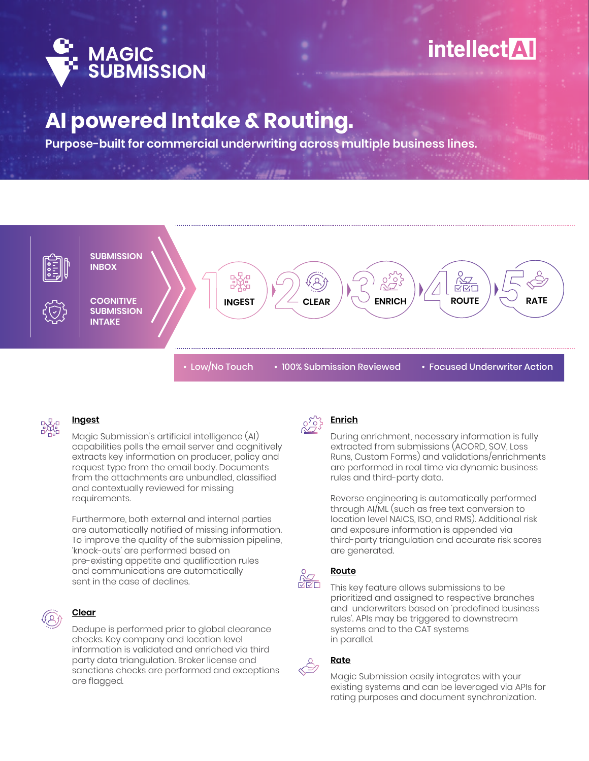MAGIC SUBMISSION

intellectAI

# AI powered Intake & Routing.

**Purpose-built for commercial underwriting across multiple business lines.**

SUBMISSION INBOX

COGNITIVE SUBMISSION INTAKE

1 INGEST → 2 CLEAR → 3 ENRICH → 4 ROUTE → 5 RATE

- Low/No Touch
- 100% Submission Reviewed
- Focused Underwriter Action

## Ingest

Magic Submission's artificial intelligence (AI) capabilities polls the email server and cognitively extracts key information on producer, policy and request type from the email body. Documents from the attachments are unbundled, classified and contextually reviewed for missing requirements.

Furthermore, both external and internal parties are automatically notified of missing information. To improve the quality of the submission pipeline, 'knock-outs' are performed based on pre-existing appetite and qualification rules and communications are automatically sent in the case of declines.

## Clear

Dedupe is performed prior to global clearance checks. Key company and location level information is validated and enriched via third party data triangulation. Broker license and sanctions checks are performed and exceptions are flagged.

## Enrich

During enrichment, necessary information is fully extracted from submissions (ACORD, SOV, Loss Runs, Custom Forms) and validations/enrichments are performed in real time via dynamic business rules and third-party data.

Reverse engineering is automatically performed through AI/ML (such as free text conversion to location level NAICS, ISO, and RMS). Additional risk and exposure information is appended via third-party triangulation and accurate risk scores are generated.

## Route

This key feature allows submissions to be prioritized and assigned to respective branches and underwriters based on 'predefined business rules'. APIs may be triggered to downstream systems and to the CAT systems in parallel.

## Rate

Magic Submission easily integrates with your existing systems and can be leveraged via APIs for rating purposes and document synchronization.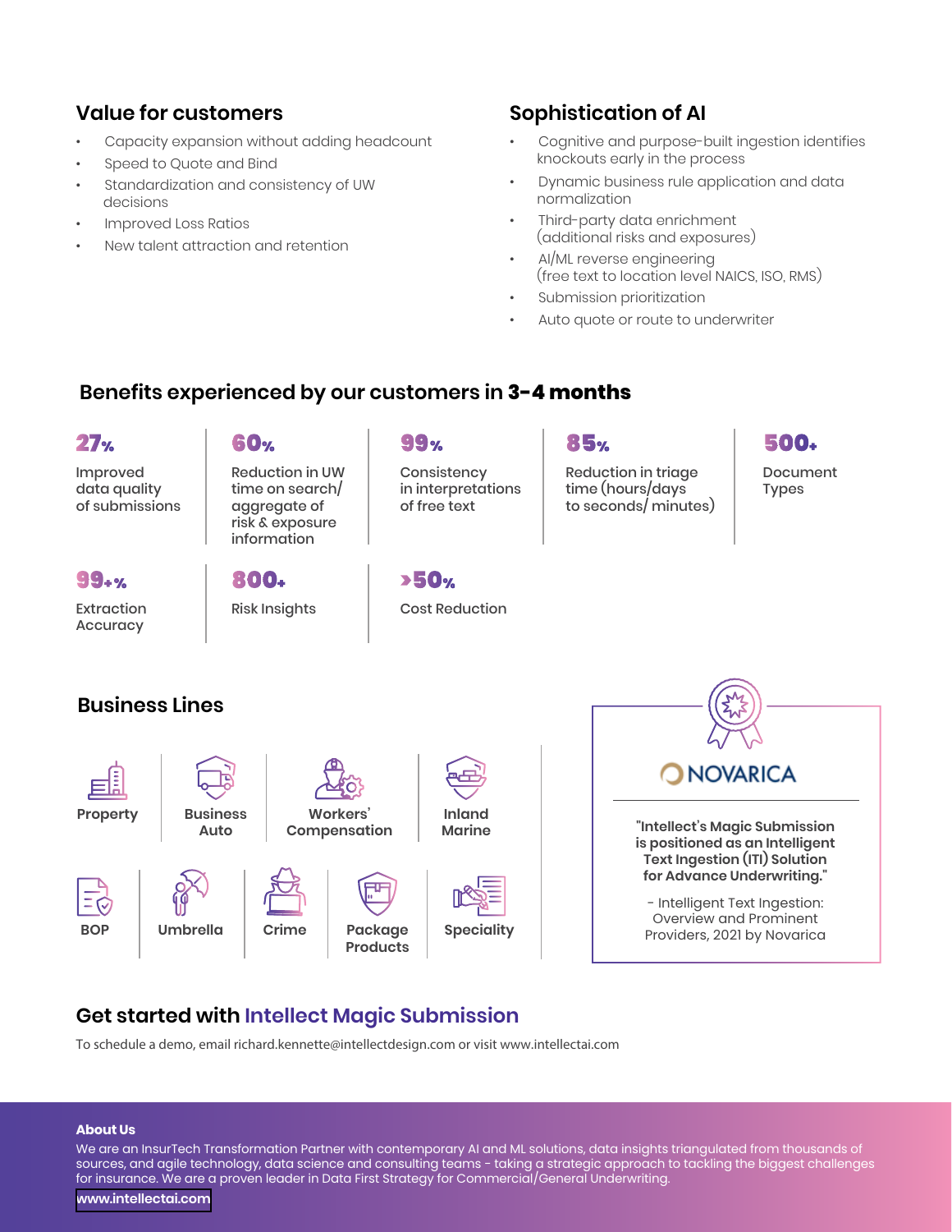## Value for customers

- Capacity expansion without adding headcount
- Speed to Quote and Bind
- Standardization and consistency of UW decisions
- Improved Loss Ratios
- New talent attraction and retention

## Sophistication of AI

- Cognitive and purpose-built ingestion identifies knockouts early in the process
- Dynamic business rule application and data normalization
- Third-party data enrichment (additional risks and exposures)
- AI/ML reverse engineering (free text to location level NAICS, ISO, RMS)
- Submission prioritization
- Auto quote or route to underwriter

## Benefits experienced by our customers in **3-4 months**

**27%**
Improved data quality of submissions

**60%**
Reduction in UW time on search/ aggregate of risk & exposure information

**99%**
Consistency in interpretations of free text

**85%**
Reduction in triage time (hours/days to seconds/ minutes)

**500+**
Document Types

**99+%**
Extraction Accuracy

**800+**
Risk Insights

**>50%**
Cost Reduction

## Business Lines

- Property
- Business Auto
- Workers' Compensation
- Inland Marine
- BOP
- Umbrella
- Crime
- Package Products
- Speciality

NOVARICA

**"Intellect's Magic Submission is positioned as an Intelligent Text Ingestion (ITI) Solution for Advance Underwriting."**

- Intelligent Text Ingestion: Overview and Prominent Providers, 2021 by Novarica

## Get started with Intellect Magic Submission

To schedule a demo, email richard.kennette@intellectdesign.com or visit www.intellectai.com

**About Us**

We are an InsurTech Transformation Partner with contemporary AI and ML solutions, data insights triangulated from thousands of sources, and agile technology, data science and consulting teams - taking a strategic approach to tackling the biggest challenges for insurance. We are a proven leader in Data First Strategy for Commercial/General Underwriting.

www.intellectai.com